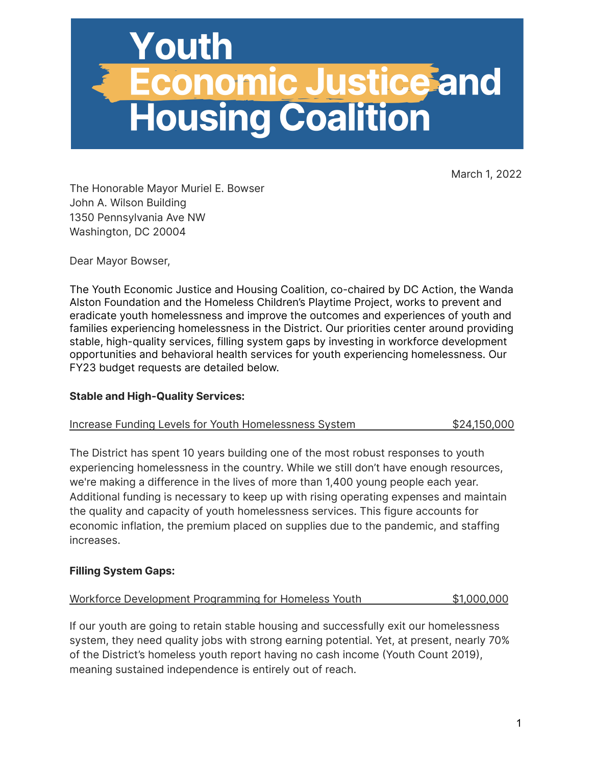# Youth Economic Justice and Housing Coalition

March 1, 2022

The Honorable Mayor Muriel E. Bowser
John A. Wilson Building
1350 Pennsylvania Ave NW
Washington, DC 20004

Dear Mayor Bowser,

The Youth Economic Justice and Housing Coalition, co-chaired by DC Action, the Wanda Alston Foundation and the Homeless Children's Playtime Project, works to prevent and eradicate youth homelessness and improve the outcomes and experiences of youth and families experiencing homelessness in the District. Our priorities center around providing stable, high-quality services, filling system gaps by investing in workforce development opportunities and behavioral health services for youth experiencing homelessness. Our FY23 budget requests are detailed below.

**Stable and High-Quality Services:**

Increase Funding Levels for Youth Homelessness System — $24,150,000

The District has spent 10 years building one of the most robust responses to youth experiencing homelessness in the country. While we still don't have enough resources, we're making a difference in the lives of more than 1,400 young people each year. Additional funding is necessary to keep up with rising operating expenses and maintain the quality and capacity of youth homelessness services. This figure accounts for economic inflation, the premium placed on supplies due to the pandemic, and staffing increases.

**Filling System Gaps:**

Workforce Development Programming for Homeless Youth — $1,000,000

If our youth are going to retain stable housing and successfully exit our homelessness system, they need quality jobs with strong earning potential. Yet, at present, nearly 70% of the District's homeless youth report having no cash income (Youth Count 2019), meaning sustained independence is entirely out of reach.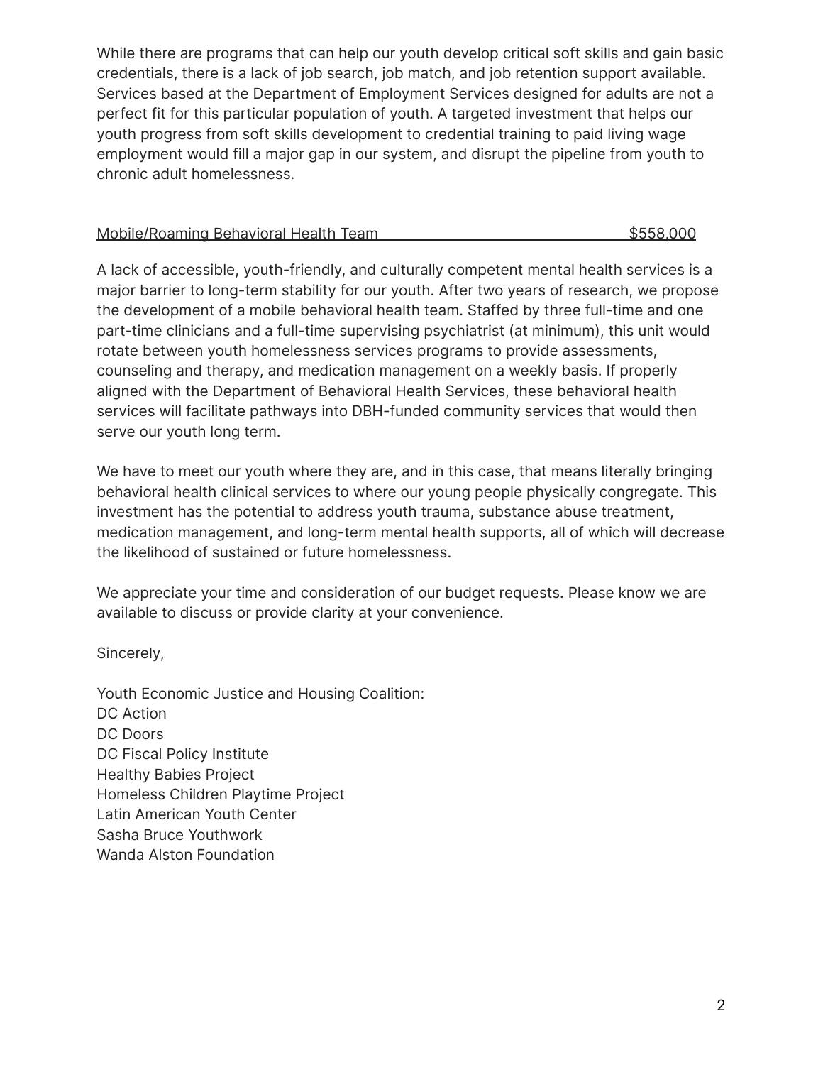While there are programs that can help our youth develop critical soft skills and gain basic credentials, there is a lack of job search, job match, and job retention support available. Services based at the Department of Employment Services designed for adults are not a perfect fit for this particular population of youth. A targeted investment that helps our youth progress from soft skills development to credential training to paid living wage employment would fill a major gap in our system, and disrupt the pipeline from youth to chronic adult homelessness.

<u>Mobile/Roaming Behavioral Health Team $558,000</u>

A lack of accessible, youth-friendly, and culturally competent mental health services is a major barrier to long-term stability for our youth. After two years of research, we propose the development of a mobile behavioral health team. Staffed by three full-time and one part-time clinicians and a full-time supervising psychiatrist (at minimum), this unit would rotate between youth homelessness services programs to provide assessments, counseling and therapy, and medication management on a weekly basis. If properly aligned with the Department of Behavioral Health Services, these behavioral health services will facilitate pathways into DBH-funded community services that would then serve our youth long term.

We have to meet our youth where they are, and in this case, that means literally bringing behavioral health clinical services to where our young people physically congregate. This investment has the potential to address youth trauma, substance abuse treatment, medication management, and long-term mental health supports, all of which will decrease the likelihood of sustained or future homelessness.

We appreciate your time and consideration of our budget requests. Please know we are available to discuss or provide clarity at your convenience.

Sincerely,

Youth Economic Justice and Housing Coalition:
DC Action
DC Doors
DC Fiscal Policy Institute
Healthy Babies Project
Homeless Children Playtime Project
Latin American Youth Center
Sasha Bruce Youthwork
Wanda Alston Foundation